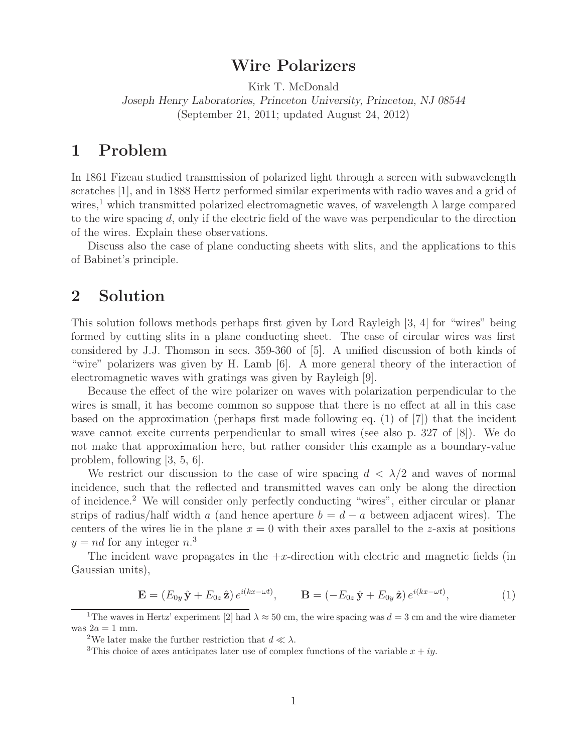# Wire Polarizers

Kirk T. McDonald
*Joseph Henry Laboratories, Princeton University, Princeton, NJ 08544*
(September 21, 2011; updated August 24, 2012)

## 1 Problem

In 1861 Fizeau studied transmission of polarized light through a screen with subwavelength scratches [1], and in 1888 Hertz performed similar experiments with radio waves and a grid of wires,[1] which transmitted polarized electromagnetic waves, of wavelength $\lambda$ large compared to the wire spacing $d$, only if the electric field of the wave was perpendicular to the direction of the wires. Explain these observations.

Discuss also the case of plane conducting sheets with slits, and the applications to this of Babinet's principle.

## 2 Solution

This solution follows methods perhaps first given by Lord Rayleigh [3, 4] for "wires" being formed by cutting slits in a plane conducting sheet. The case of circular wires was first considered by J.J. Thomson in secs. 359-360 of [5]. A unified discussion of both kinds of "wire" polarizers was given by H. Lamb [6]. A more general theory of the interaction of electromagnetic waves with gratings was given by Rayleigh [9].

Because the effect of the wire polarizer on waves with polarization perpendicular to the wires is small, it has become common so suppose that there is no effect at all in this case based on the approximation (perhaps first made following eq. (1) of [7]) that the incident wave cannot excite currents perpendicular to small wires (see also p. 327 of [8]). We do not make that approximation here, but rather consider this example as a boundary-value problem, following [3, 5, 6].

We restrict our discussion to the case of wire spacing $d < \lambda/2$ and waves of normal incidence, such that the reflected and transmitted waves can only be along the direction of incidence.[2] We will consider only perfectly conducting "wires", either circular or planar strips of radius/half width $a$ (and hence aperture $b = d - a$ between adjacent wires). The centers of the wires lie in the plane $x = 0$ with their axes parallel to the $z$-axis at positions $y = nd$ for any integer $n$.[3]

The incident wave propagates in the $+x$-direction with electric and magnetic fields (in Gaussian units),

$$\mathbf{E} = (E_{0y}\,\hat{\mathbf{y}} + E_{0z}\,\hat{\mathbf{z}})\,e^{i(kx-\omega t)}, \qquad \mathbf{B} = (-E_{0z}\,\hat{\mathbf{y}} + E_{0y}\,\hat{\mathbf{z}})\,e^{i(kx-\omega t)}, \tag{1}$$

---

[1] The waves in Hertz' experiment [2] had $\lambda \approx 50$ cm, the wire spacing was $d = 3$ cm and the wire diameter was $2a = 1$ mm.

[2] We later make the further restriction that $d \ll \lambda$.

[3] This choice of axes anticipates later use of complex functions of the variable $x + iy$.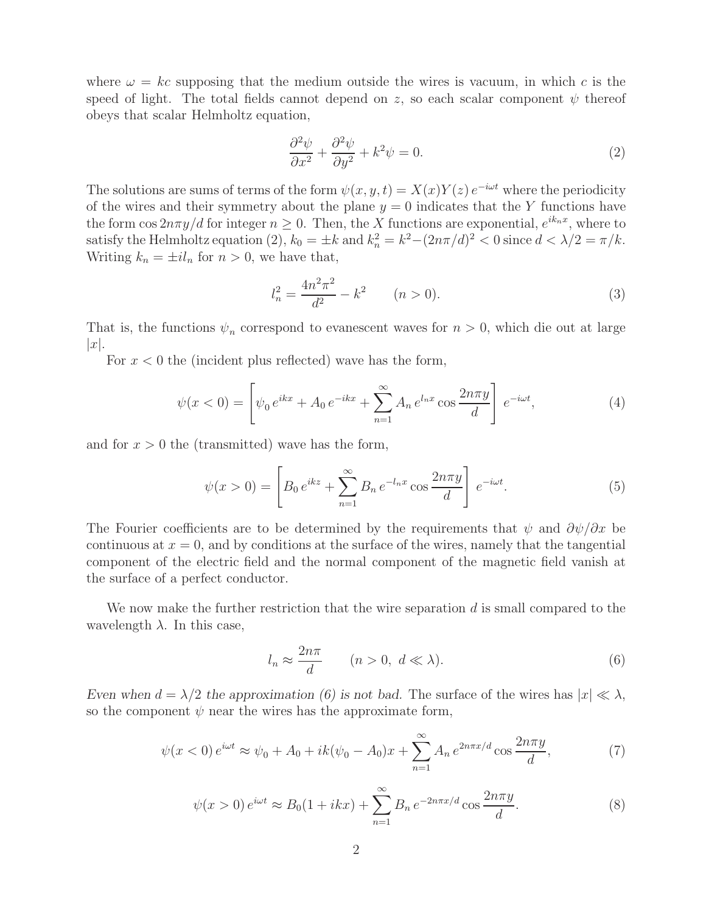where $\omega = kc$ supposing that the medium outside the wires is vacuum, in which $c$ is the speed of light. The total fields cannot depend on $z$, so each scalar component $\psi$ thereof obeys that scalar Helmholtz equation,

$$\frac{\partial^2 \psi}{\partial x^2} + \frac{\partial^2 \psi}{\partial y^2} + k^2 \psi = 0. \tag{2}$$

The solutions are sums of terms of the form $\psi(x, y, t) = X(x)Y(z)\, e^{-i\omega t}$ where the periodicity of the wires and their symmetry about the plane $y = 0$ indicates that the $Y$ functions have the form $\cos 2n\pi y/d$ for integer $n \geq 0$. Then, the $X$ functions are exponential, $e^{ik_n x}$, where to satisfy the Helmholtz equation (2), $k_0 = \pm k$ and $k_n^2 = k^2 - (2n\pi/d)^2 < 0$ since $d < \lambda/2 = \pi/k$. Writing $k_n = \pm i l_n$ for $n > 0$, we have that,

$$l_n^2 = \frac{4n^2\pi^2}{d^2} - k^2 \qquad (n > 0). \tag{3}$$

That is, the functions $\psi_n$ correspond to evanescent waves for $n > 0$, which die out at large $|x|$.

For $x < 0$ the (incident plus reflected) wave has the form,

$$\psi(x < 0) = \left[ \psi_0\, e^{ikx} + A_0\, e^{-ikx} + \sum_{n=1}^{\infty} A_n\, e^{l_n x} \cos \frac{2n\pi y}{d} \right] e^{-i\omega t}, \tag{4}$$

and for $x > 0$ the (transmitted) wave has the form,

$$\psi(x > 0) = \left[ B_0\, e^{ikz} + \sum_{n=1}^{\infty} B_n\, e^{-l_n x} \cos \frac{2n\pi y}{d} \right] e^{-i\omega t}. \tag{5}$$

The Fourier coefficients are to be determined by the requirements that $\psi$ and $\partial \psi/\partial x$ be continuous at $x = 0$, and by conditions at the surface of the wires, namely that the tangential component of the electric field and the normal component of the magnetic field vanish at the surface of a perfect conductor.

We now make the further restriction that the wire separation $d$ is small compared to the wavelength $\lambda$. In this case,

$$l_n \approx \frac{2n\pi}{d} \qquad (n > 0,\ d \ll \lambda). \tag{6}$$

*Even when $d = \lambda/2$ the approximation (6) is not bad.* The surface of the wires has $|x| \ll \lambda$, so the component $\psi$ near the wires has the approximate form,

$$\psi(x < 0)\, e^{i\omega t} \approx \psi_0 + A_0 + ik(\psi_0 - A_0)x + \sum_{n=1}^{\infty} A_n\, e^{2n\pi x/d} \cos \frac{2n\pi y}{d}, \tag{7}$$

$$\psi(x > 0)\, e^{i\omega t} \approx B_0(1 + ikx) + \sum_{n=1}^{\infty} B_n\, e^{-2n\pi x/d} \cos \frac{2n\pi y}{d}. \tag{8}$$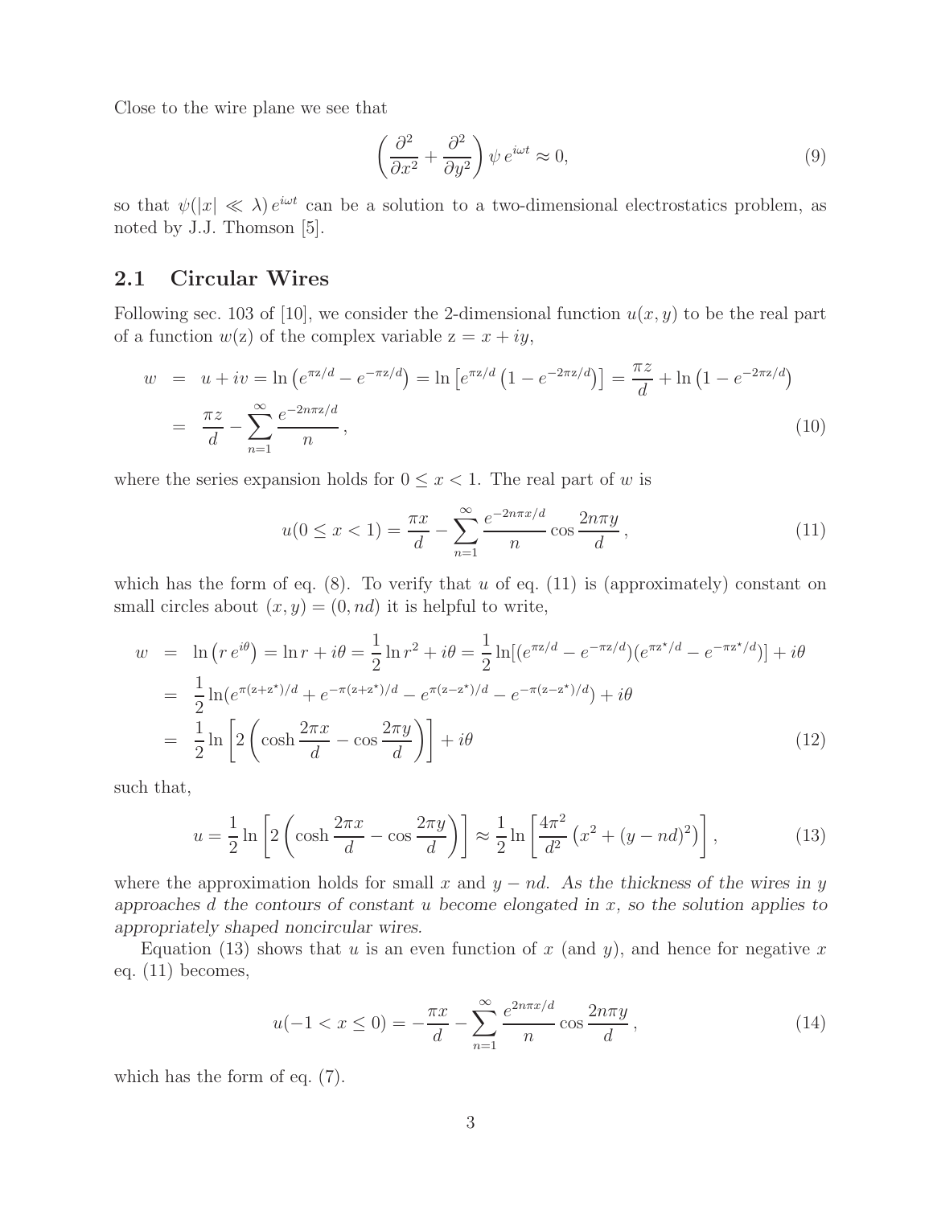Close to the wire plane we see that

$$\left(\frac{\partial^2}{\partial x^2} + \frac{\partial^2}{\partial y^2}\right) \psi \, e^{i\omega t} \approx 0, \tag{9}$$

so that $\psi(|x| \ll \lambda) \, e^{i\omega t}$ can be a solution to a two-dimensional electrostatics problem, as noted by J.J. Thomson [5].

## 2.1 Circular Wires

Following sec. 103 of [10], we consider the 2-dimensional function $u(x, y)$ to be the real part of a function $w(\mathrm{z})$ of the complex variable $\mathrm{z} = x + iy$,

$$\begin{aligned} w &= u + iv = \ln\left(e^{\pi \mathrm{z}/d} - e^{-\pi \mathrm{z}/d}\right) = \ln\left[e^{\pi \mathrm{z}/d}\left(1 - e^{-2\pi \mathrm{z}/d}\right)\right] = \frac{\pi \mathrm{z}}{d} + \ln\left(1 - e^{-2\pi \mathrm{z}/d}\right) \\ &= \frac{\pi \mathrm{z}}{d} - \sum_{n=1}^{\infty} \frac{e^{-2n\pi \mathrm{z}/d}}{n}, \end{aligned} \tag{10}$$

where the series expansion holds for $0 \le x < 1$. The real part of $w$ is

$$u(0 \le x < 1) = \frac{\pi x}{d} - \sum_{n=1}^{\infty} \frac{e^{-2n\pi x/d}}{n} \cos\frac{2n\pi y}{d}, \tag{11}$$

which has the form of eq. (8). To verify that $u$ of eq. (11) is (approximately) constant on small circles about $(x, y) = (0, nd)$ it is helpful to write,

$$\begin{aligned} w &= \ln\left(r \, e^{i\theta}\right) = \ln r + i\theta = \frac{1}{2}\ln r^2 + i\theta = \frac{1}{2}\ln[(e^{\pi \mathrm{z}/d} - e^{-\pi \mathrm{z}/d})(e^{\pi \mathrm{z}^\star/d} - e^{-\pi \mathrm{z}^\star/d})] + i\theta \\ &= \frac{1}{2}\ln(e^{\pi(\mathrm{z}+\mathrm{z}^\star)/d} + e^{-\pi(\mathrm{z}+\mathrm{z}^\star)/d} - e^{\pi(\mathrm{z}-\mathrm{z}^\star)/d} - e^{-\pi(\mathrm{z}-\mathrm{z}^\star)/d}) + i\theta \\ &= \frac{1}{2}\ln\left[2\left(\cosh\frac{2\pi x}{d} - \cos\frac{2\pi y}{d}\right)\right] + i\theta \end{aligned} \tag{12}$$

such that,

$$u = \frac{1}{2}\ln\left[2\left(\cosh\frac{2\pi x}{d} - \cos\frac{2\pi y}{d}\right)\right] \approx \frac{1}{2}\ln\left[\frac{4\pi^2}{d^2}\left(x^2 + (y - nd)^2\right)\right], \tag{13}$$

where the approximation holds for small $x$ and $y - nd$. *As the thickness of the wires in $y$ approaches $d$ the contours of constant $u$ become elongated in $x$, so the solution applies to appropriately shaped noncircular wires.*

Equation (13) shows that $u$ is an even function of $x$ (and $y$), and hence for negative $x$ eq. (11) becomes,

$$u(-1 < x \le 0) = -\frac{\pi x}{d} - \sum_{n=1}^{\infty} \frac{e^{2n\pi x/d}}{n} \cos\frac{2n\pi y}{d}, \tag{14}$$

which has the form of eq. (7).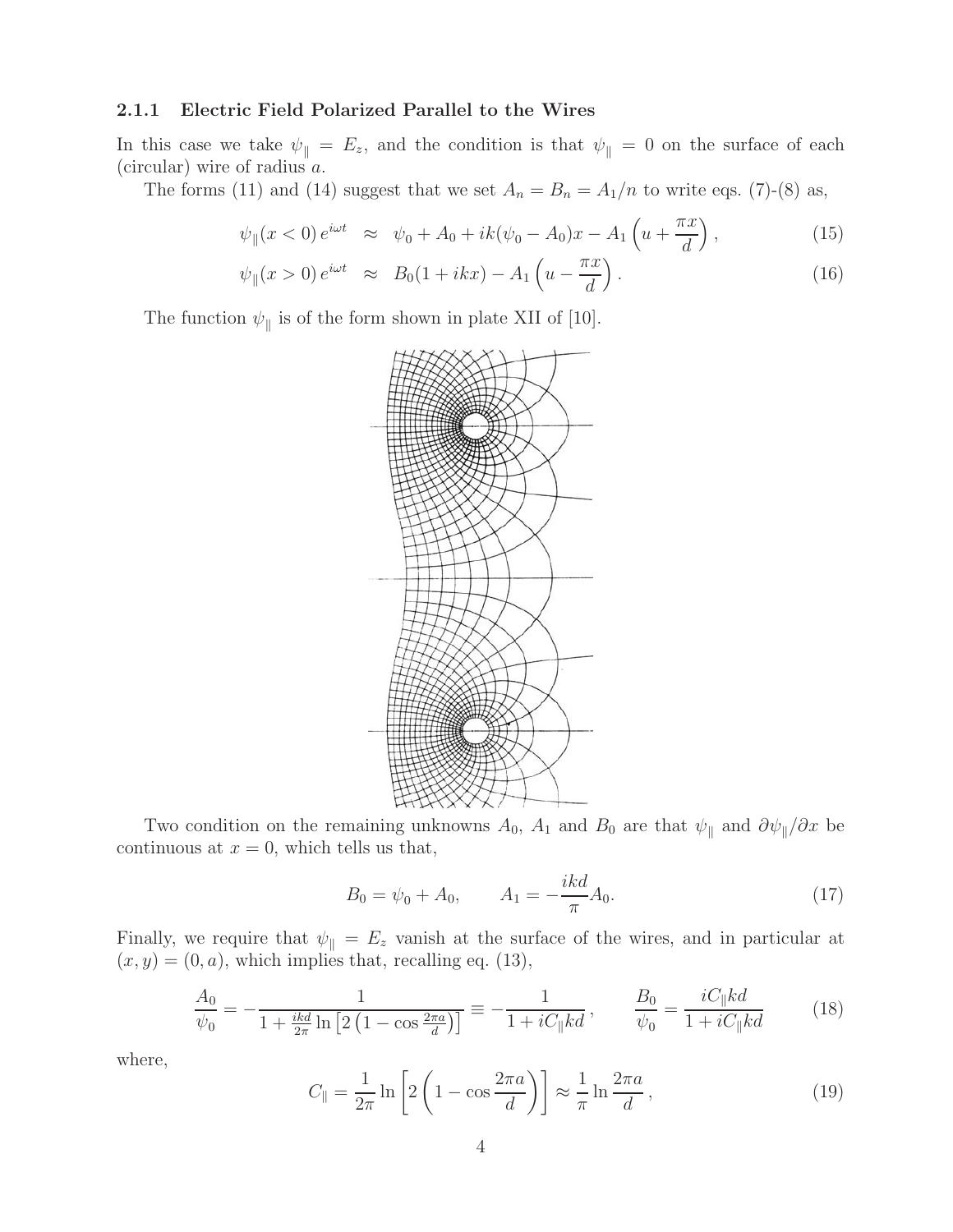### 2.1.1 Electric Field Polarized Parallel to the Wires

In this case we take $\psi_\parallel = E_z$, and the condition is that $\psi_\parallel = 0$ on the surface of each (circular) wire of radius $a$.

The forms (11) and (14) suggest that we set $A_n = B_n = A_1/n$ to write eqs. (7)-(8) as,

$$\psi_\parallel(x<0)\, e^{i\omega t} \;\approx\; \psi_0 + A_0 + ik(\psi_0 - A_0)x - A_1\left(u + \frac{\pi x}{d}\right), \tag{15}$$

$$\psi_\parallel(x>0)\, e^{i\omega t} \;\approx\; B_0(1 + ikx) - A_1\left(u - \frac{\pi x}{d}\right). \tag{16}$$

The function $\psi_\parallel$ is of the form shown in plate XII of [10].

Two condition on the remaining unknowns $A_0$, $A_1$ and $B_0$ are that $\psi_\parallel$ and $\partial\psi_\parallel/\partial x$ be continuous at $x = 0$, which tells us that,

$$B_0 = \psi_0 + A_0, \qquad A_1 = -\frac{ikd}{\pi}A_0. \tag{17}$$

Finally, we require that $\psi_\parallel = E_z$ vanish at the surface of the wires, and in particular at $(x, y) = (0, a)$, which implies that, recalling eq. (13),

$$\frac{A_0}{\psi_0} = -\frac{1}{1 + \frac{ikd}{2\pi}\ln\left[2\left(1 - \cos\frac{2\pi a}{d}\right)\right]} \equiv -\frac{1}{1 + iC_\parallel kd}, \qquad \frac{B_0}{\psi_0} = \frac{iC_\parallel kd}{1 + iC_\parallel kd} \tag{18}$$

where,

$$C_\parallel = \frac{1}{2\pi}\ln\left[2\left(1 - \cos\frac{2\pi a}{d}\right)\right] \approx \frac{1}{\pi}\ln\frac{2\pi a}{d}, \tag{19}$$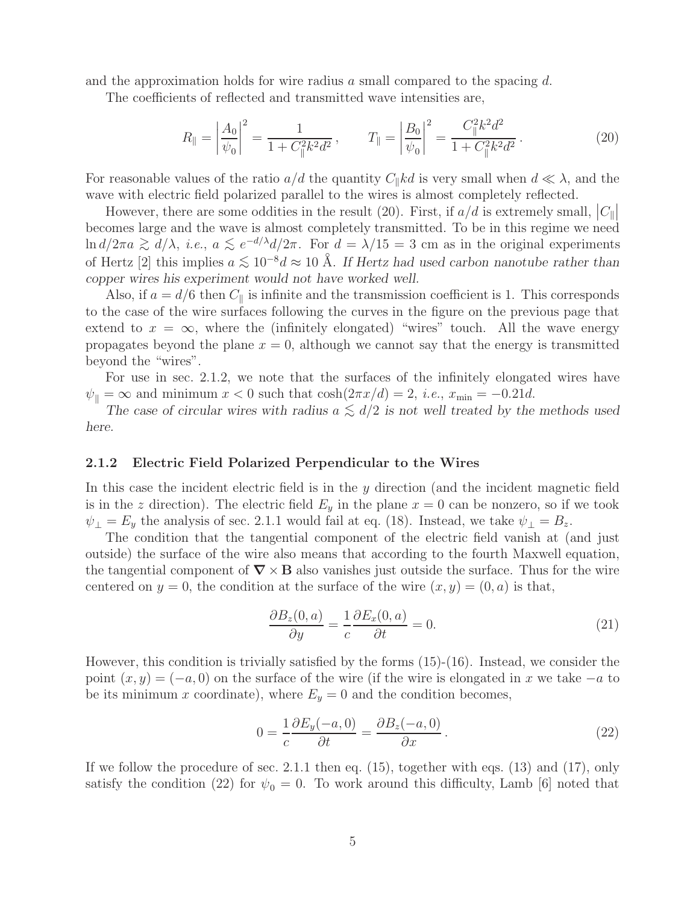and the approximation holds for wire radius $a$ small compared to the spacing $d$.

The coefficients of reflected and transmitted wave intensities are,

$$R_\parallel = \left|\frac{A_0}{\psi_0}\right|^2 = \frac{1}{1 + C_\parallel^2 k^2 d^2}\,, \qquad T_\parallel = \left|\frac{B_0}{\psi_0}\right|^2 = \frac{C_\parallel^2 k^2 d^2}{1 + C_\parallel^2 k^2 d^2}\,. \tag{20}$$

For reasonable values of the ratio $a/d$ the quantity $C_\parallel kd$ is very small when $d \ll \lambda$, and the wave with electric field polarized parallel to the wires is almost completely reflected.

However, there are some oddities in the result (20). First, if $a/d$ is extremely small, $|C_\parallel|$ becomes large and the wave is almost completely transmitted. To be in this regime we need $\ln d/2\pi a \gtrsim d/\lambda$, *i.e.*, $a \lesssim e^{-d/\lambda} d/2\pi$. For $d = \lambda/15 = 3$ cm as in the original experiments of Hertz [2] this implies $a \lesssim 10^{-8} d \approx 10$ Å. *If Hertz had used carbon nanotube rather than copper wires his experiment would not have worked well.*

Also, if $a = d/6$ then $C_\parallel$ is infinite and the transmission coefficient is 1. This corresponds to the case of the wire surfaces following the curves in the figure on the previous page that extend to $x = \infty$, where the (infinitely elongated) "wires" touch. All the wave energy propagates beyond the plane $x = 0$, although we cannot say that the energy is transmitted beyond the "wires".

For use in sec. 2.1.2, we note that the surfaces of the infinitely elongated wires have $\psi_\parallel = \infty$ and minimum $x < 0$ such that $\cosh(2\pi x/d) = 2$, *i.e.*, $x_{\min} = -0.21d$.

*The case of circular wires with radius $a \lesssim d/2$ is not well treated by the methods used here.*

### 2.1.2 Electric Field Polarized Perpendicular to the Wires

In this case the incident electric field is in the $y$ direction (and the incident magnetic field is in the $z$ direction). The electric field $E_y$ in the plane $x = 0$ can be nonzero, so if we took $\psi_\perp = E_y$ the analysis of sec. 2.1.1 would fail at eq. (18). Instead, we take $\psi_\perp = B_z$.

The condition that the tangential component of the electric field vanish at (and just outside) the surface of the wire also means that according to the fourth Maxwell equation, the tangential component of $\mathbf{\nabla} \times \mathbf{B}$ also vanishes just outside the surface. Thus for the wire centered on $y = 0$, the condition at the surface of the wire $(x, y) = (0, a)$ is that,

$$\frac{\partial B_z(0, a)}{\partial y} = \frac{1}{c}\frac{\partial E_x(0, a)}{\partial t} = 0. \tag{21}$$

However, this condition is trivially satisfied by the forms (15)-(16). Instead, we consider the point $(x, y) = (-a, 0)$ on the surface of the wire (if the wire is elongated in $x$ we take $-a$ to be its minimum $x$ coordinate), where $E_y = 0$ and the condition becomes,

$$0 = \frac{1}{c}\frac{\partial E_y(-a, 0)}{\partial t} = \frac{\partial B_z(-a, 0)}{\partial x}\,. \tag{22}$$

If we follow the procedure of sec. 2.1.1 then eq. (15), together with eqs. (13) and (17), only satisfy the condition (22) for $\psi_0 = 0$. To work around this difficulty, Lamb [6] noted that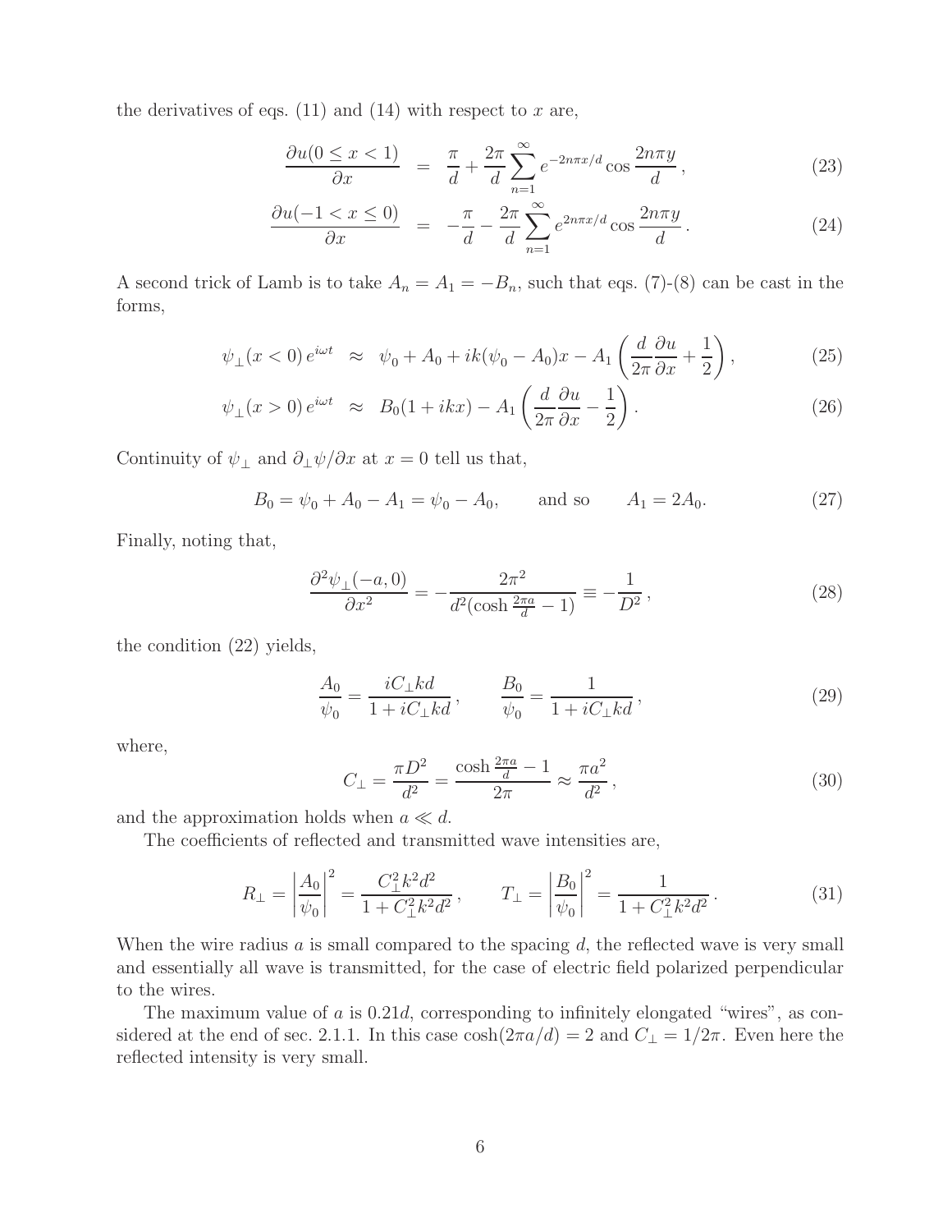the derivatives of eqs. (11) and (14) with respect to $x$ are,

$$\frac{\partial u(0 \le x < 1)}{\partial x} = \frac{\pi}{d} + \frac{2\pi}{d} \sum_{n=1}^{\infty} e^{-2n\pi x/d} \cos \frac{2n\pi y}{d}, \tag{23}$$

$$\frac{\partial u(-1 < x \le 0)}{\partial x} = -\frac{\pi}{d} - \frac{2\pi}{d} \sum_{n=1}^{\infty} e^{2n\pi x/d} \cos \frac{2n\pi y}{d}. \tag{24}$$

A second trick of Lamb is to take $A_n = A_1 = -B_n$, such that eqs. (7)-(8) can be cast in the forms,

$$\psi_\perp(x < 0)\, e^{i\omega t} \approx \psi_0 + A_0 + ik(\psi_0 - A_0)x - A_1 \left( \frac{d}{2\pi} \frac{\partial u}{\partial x} + \frac{1}{2} \right), \tag{25}$$

$$\psi_\perp(x > 0)\, e^{i\omega t} \approx B_0(1 + ikx) - A_1 \left( \frac{d}{2\pi} \frac{\partial u}{\partial x} - \frac{1}{2} \right). \tag{26}$$

Continuity of $\psi_\perp$ and $\partial_\perp \psi / \partial x$ at $x = 0$ tell us that,

$$B_0 = \psi_0 + A_0 - A_1 = \psi_0 - A_0, \qquad \text{and so} \qquad A_1 = 2A_0. \tag{27}$$

Finally, noting that,

$$\frac{\partial^2 \psi_\perp(-a, 0)}{\partial x^2} = -\frac{2\pi^2}{d^2(\cosh \frac{2\pi a}{d} - 1)} \equiv -\frac{1}{D^2}, \tag{28}$$

the condition (22) yields,

$$\frac{A_0}{\psi_0} = \frac{iC_\perp kd}{1 + iC_\perp kd}, \qquad \frac{B_0}{\psi_0} = \frac{1}{1 + iC_\perp kd}, \tag{29}$$

where,

$$C_\perp = \frac{\pi D^2}{d^2} = \frac{\cosh \frac{2\pi a}{d} - 1}{2\pi} \approx \frac{\pi a^2}{d^2}, \tag{30}$$

and the approximation holds when $a \ll d$.

The coefficients of reflected and transmitted wave intensities are,

$$R_\perp = \left| \frac{A_0}{\psi_0} \right|^2 = \frac{C_\perp^2 k^2 d^2}{1 + C_\perp^2 k^2 d^2}, \qquad T_\perp = \left| \frac{B_0}{\psi_0} \right|^2 = \frac{1}{1 + C_\perp^2 k^2 d^2}. \tag{31}$$

When the wire radius $a$ is small compared to the spacing $d$, the reflected wave is very small and essentially all wave is transmitted, for the case of electric field polarized perpendicular to the wires.

The maximum value of $a$ is $0.21d$, corresponding to infinitely elongated "wires", as considered at the end of sec. 2.1.1. In this case $\cosh(2\pi a/d) = 2$ and $C_\perp = 1/2\pi$. Even here the reflected intensity is very small.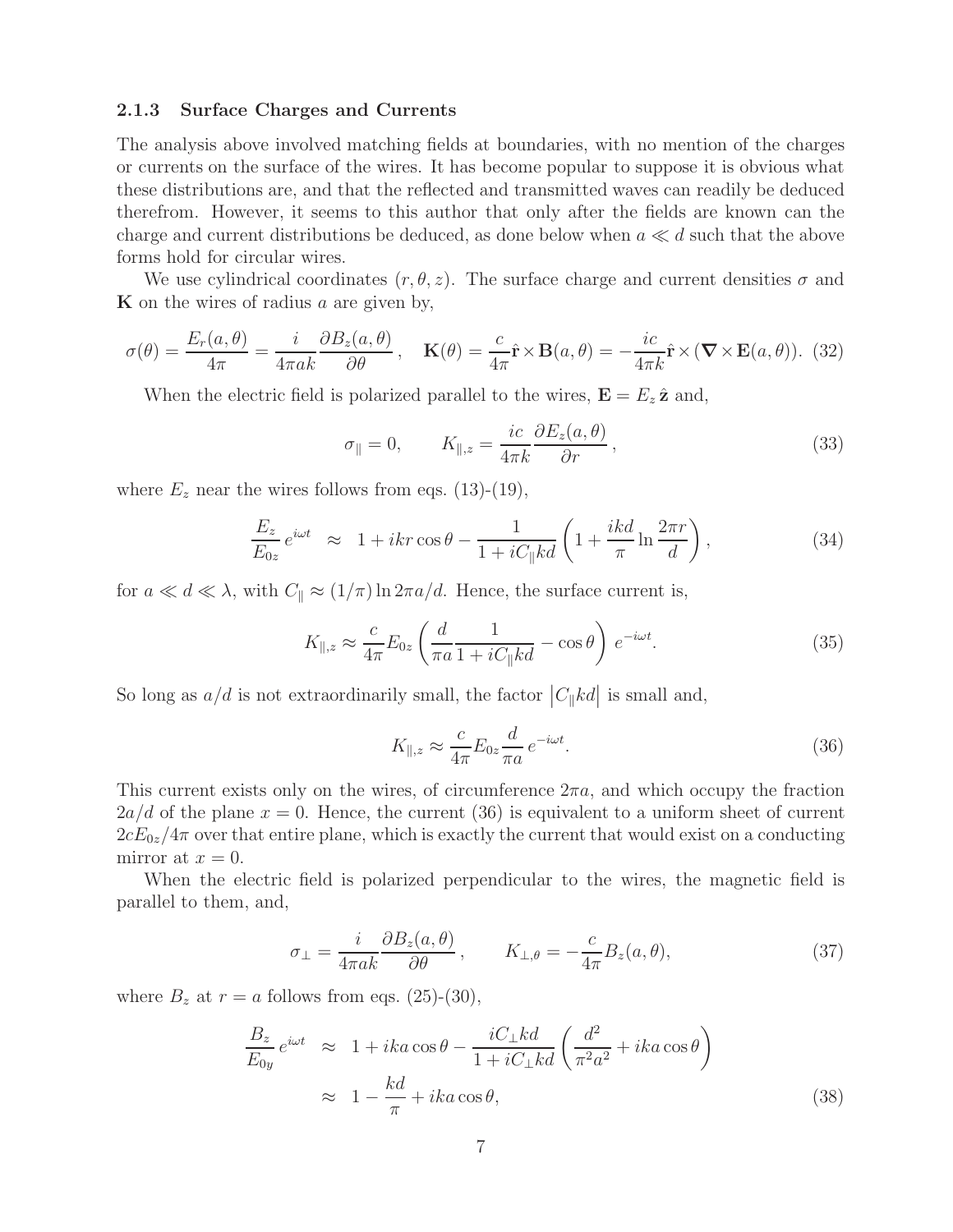### 2.1.3 Surface Charges and Currents

The analysis above involved matching fields at boundaries, with no mention of the charges or currents on the surface of the wires. It has become popular to suppose it is obvious what these distributions are, and that the reflected and transmitted waves can readily be deduced therefrom. However, it seems to this author that only after the fields are known can the charge and current distributions be deduced, as done below when $a \ll d$ such that the above forms hold for circular wires.

We use cylindrical coordinates $(r, \theta, z)$. The surface charge and current densities $\sigma$ and $\mathbf{K}$ on the wires of radius $a$ are given by,

$$\sigma(\theta) = \frac{E_r(a,\theta)}{4\pi} = \frac{i}{4\pi ak}\frac{\partial B_z(a,\theta)}{\partial \theta}, \quad \mathbf{K}(\theta) = \frac{c}{4\pi}\hat{\mathbf{r}} \times \mathbf{B}(a,\theta) = -\frac{ic}{4\pi k}\hat{\mathbf{r}} \times (\boldsymbol{\nabla} \times \mathbf{E}(a,\theta)). \tag{32}$$

When the electric field is polarized parallel to the wires, $\mathbf{E} = E_z\,\hat{\mathbf{z}}$ and,

$$\sigma_\parallel = 0, \qquad K_{\parallel,z} = \frac{ic}{4\pi k}\frac{\partial E_z(a,\theta)}{\partial r}, \tag{33}$$

where $E_z$ near the wires follows from eqs. (13)-(19),

$$\frac{E_z}{E_{0z}}\,e^{i\omega t} \approx 1 + ikr\cos\theta - \frac{1}{1 + iC_\parallel kd}\left(1 + \frac{ikd}{\pi}\ln\frac{2\pi r}{d}\right), \tag{34}$$

for $a \ll d \ll \lambda$, with $C_\parallel \approx (1/\pi)\ln 2\pi a/d$. Hence, the surface current is,

$$K_{\parallel,z} \approx \frac{c}{4\pi}E_{0z}\left(\frac{d}{\pi a}\frac{1}{1 + iC_\parallel kd} - \cos\theta\right)e^{-i\omega t}. \tag{35}$$

So long as $a/d$ is not extraordinarily small, the factor $\left|C_\parallel kd\right|$ is small and,

$$K_{\parallel,z} \approx \frac{c}{4\pi}E_{0z}\frac{d}{\pi a}\,e^{-i\omega t}. \tag{36}$$

This current exists only on the wires, of circumference $2\pi a$, and which occupy the fraction $2a/d$ of the plane $x = 0$. Hence, the current (36) is equivalent to a uniform sheet of current $2cE_{0z}/4\pi$ over that entire plane, which is exactly the current that would exist on a conducting mirror at $x = 0$.

When the electric field is polarized perpendicular to the wires, the magnetic field is parallel to them, and,

$$\sigma_\perp = \frac{i}{4\pi ak}\frac{\partial B_z(a,\theta)}{\partial\theta}, \qquad K_{\perp,\theta} = -\frac{c}{4\pi}B_z(a,\theta), \tag{37}$$

where $B_z$ at $r = a$ follows from eqs. (25)-(30),

$$\begin{aligned}
\frac{B_z}{E_{0y}}\,e^{i\omega t} &\approx 1 + ika\cos\theta - \frac{iC_\perp kd}{1 + iC_\perp kd}\left(\frac{d^2}{\pi^2 a^2} + ika\cos\theta\right) \\
&\approx 1 - \frac{kd}{\pi} + ika\cos\theta,
\end{aligned} \tag{38}$$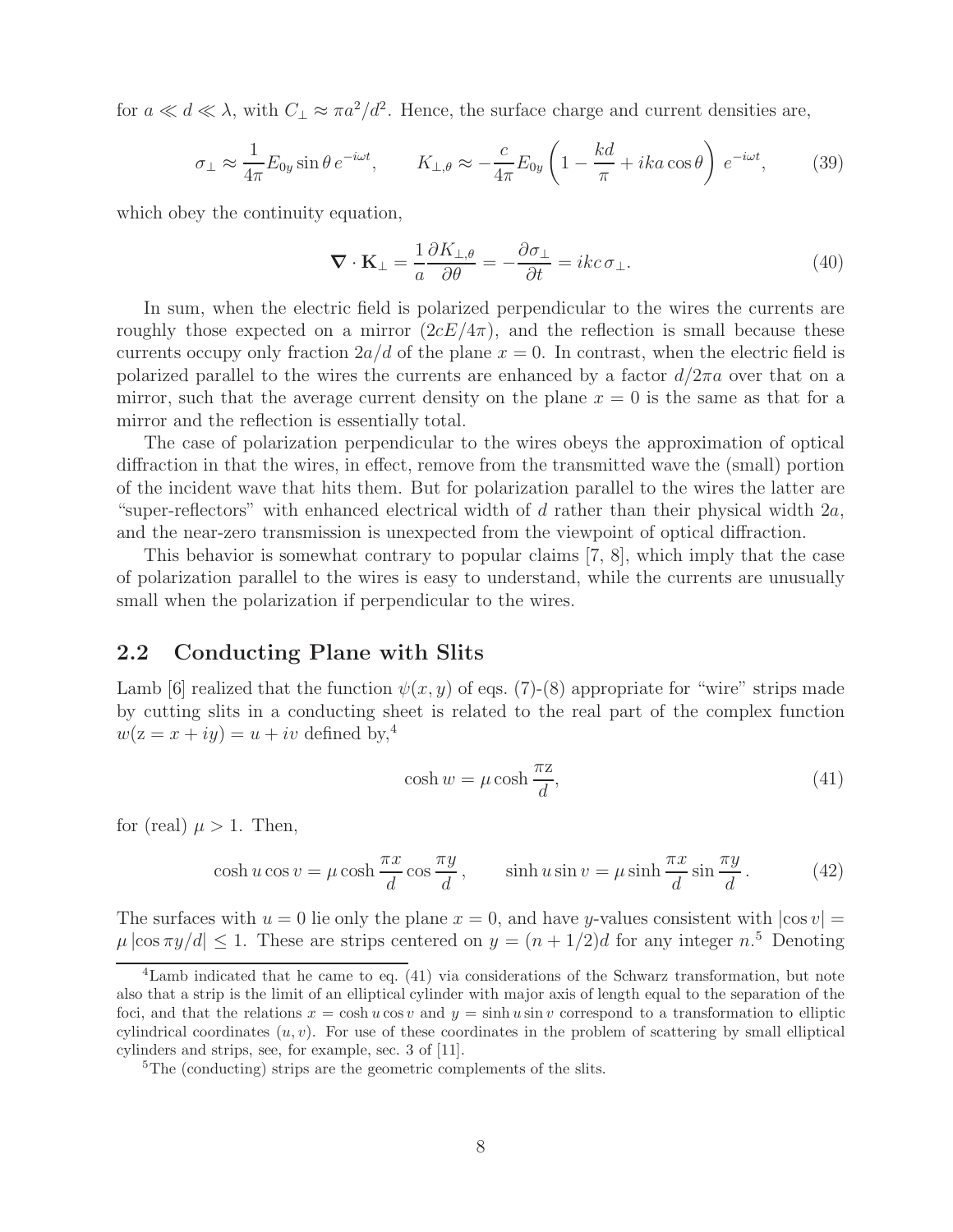for $a \ll d \ll \lambda$, with $C_\perp \approx \pi a^2/d^2$. Hence, the surface charge and current densities are,

$$\sigma_\perp \approx \frac{1}{4\pi} E_{0y} \sin\theta \, e^{-i\omega t}, \qquad K_{\perp,\theta} \approx -\frac{c}{4\pi} E_{0y} \left(1 - \frac{kd}{\pi} + ika\cos\theta\right) e^{-i\omega t}, \tag{39}$$

which obey the continuity equation,

$$\nabla \cdot \mathbf{K}_\perp = \frac{1}{a}\frac{\partial K_{\perp,\theta}}{\partial \theta} = -\frac{\partial \sigma_\perp}{\partial t} = ikc\,\sigma_\perp. \tag{40}$$

In sum, when the electric field is polarized perpendicular to the wires the currents are roughly those expected on a mirror ($2cE/4\pi$), and the reflection is small because these currents occupy only fraction $2a/d$ of the plane $x = 0$. In contrast, when the electric field is polarized parallel to the wires the currents are enhanced by a factor $d/2\pi a$ over that on a mirror, such that the average current density on the plane $x = 0$ is the same as that for a mirror and the reflection is essentially total.

The case of polarization perpendicular to the wires obeys the approximation of optical diffraction in that the wires, in effect, remove from the transmitted wave the (small) portion of the incident wave that hits them. But for polarization parallel to the wires the latter are "super-reflectors" with enhanced electrical width of $d$ rather than their physical width $2a$, and the near-zero transmission is unexpected from the viewpoint of optical diffraction.

This behavior is somewhat contrary to popular claims [7, 8], which imply that the case of polarization parallel to the wires is easy to understand, while the currents are unusually small when the polarization if perpendicular to the wires.

## 2.2 Conducting Plane with Slits

Lamb [6] realized that the function $\psi(x, y)$ of eqs. (7)-(8) appropriate for "wire" strips made by cutting slits in a conducting sheet is related to the real part of the complex function $w(\mathrm{z} = x + iy) = u + iv$ defined by,[4]

$$\cosh w = \mu \cosh \frac{\pi \mathrm{z}}{d}, \tag{41}$$

for (real) $\mu > 1$. Then,

$$\cosh u \cos v = \mu \cosh \frac{\pi x}{d} \cos \frac{\pi y}{d}, \qquad \sinh u \sin v = \mu \sinh \frac{\pi x}{d} \sin \frac{\pi y}{d}. \tag{42}$$

The surfaces with $u = 0$ lie only the plane $x = 0$, and have $y$-values consistent with $|\cos v| = \mu |\cos \pi y/d| \le 1$. These are strips centered on $y = (n + 1/2)d$ for any integer $n$.[5] Denoting

[4] Lamb indicated that he came to eq. (41) via considerations of the Schwarz transformation, but note also that a strip is the limit of an elliptical cylinder with major axis of length equal to the separation of the foci, and that the relations $x = \cosh u \cos v$ and $y = \sinh u \sin v$ correspond to a transformation to elliptic cylindrical coordinates $(u, v)$. For use of these coordinates in the problem of scattering by small elliptical cylinders and strips, see, for example, sec. 3 of [11].

[5] The (conducting) strips are the geometric complements of the slits.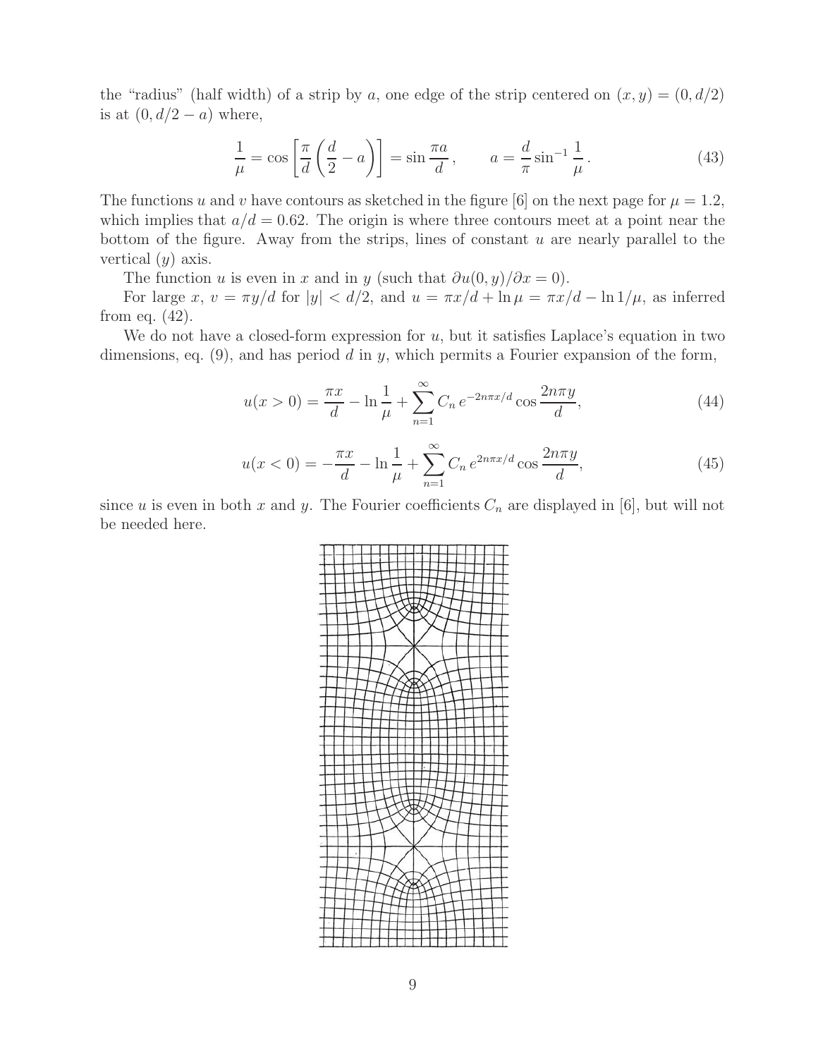the "radius" (half width) of a strip by $a$, one edge of the strip centered on $(x, y) = (0, d/2)$ is at $(0, d/2 - a)$ where,

$$\frac{1}{\mu} = \cos\left[\frac{\pi}{d}\left(\frac{d}{2} - a\right)\right] = \sin\frac{\pi a}{d}, \qquad a = \frac{d}{\pi}\sin^{-1}\frac{1}{\mu}. \tag{43}$$

The functions $u$ and $v$ have contours as sketched in the figure [6] on the next page for $\mu = 1.2$, which implies that $a/d = 0.62$. The origin is where three contours meet at a point near the bottom of the figure. Away from the strips, lines of constant $u$ are nearly parallel to the vertical ($y$) axis.

The function $u$ is even in $x$ and in $y$ (such that $\partial u(0, y)/\partial x = 0$).

For large $x$, $v = \pi y/d$ for $|y| < d/2$, and $u = \pi x/d + \ln\mu = \pi x/d - \ln 1/\mu$, as inferred from eq. (42).

We do not have a closed-form expression for $u$, but it satisfies Laplace's equation in two dimensions, eq. (9), and has period $d$ in $y$, which permits a Fourier expansion of the form,

$$u(x > 0) = \frac{\pi x}{d} - \ln\frac{1}{\mu} + \sum_{n=1}^{\infty} C_n\, e^{-2n\pi x/d}\cos\frac{2n\pi y}{d}, \tag{44}$$

$$u(x < 0) = -\frac{\pi x}{d} - \ln\frac{1}{\mu} + \sum_{n=1}^{\infty} C_n\, e^{2n\pi x/d}\cos\frac{2n\pi y}{d}, \tag{45}$$

since $u$ is even in both $x$ and $y$. The Fourier coefficients $C_n$ are displayed in [6], but will not be needed here.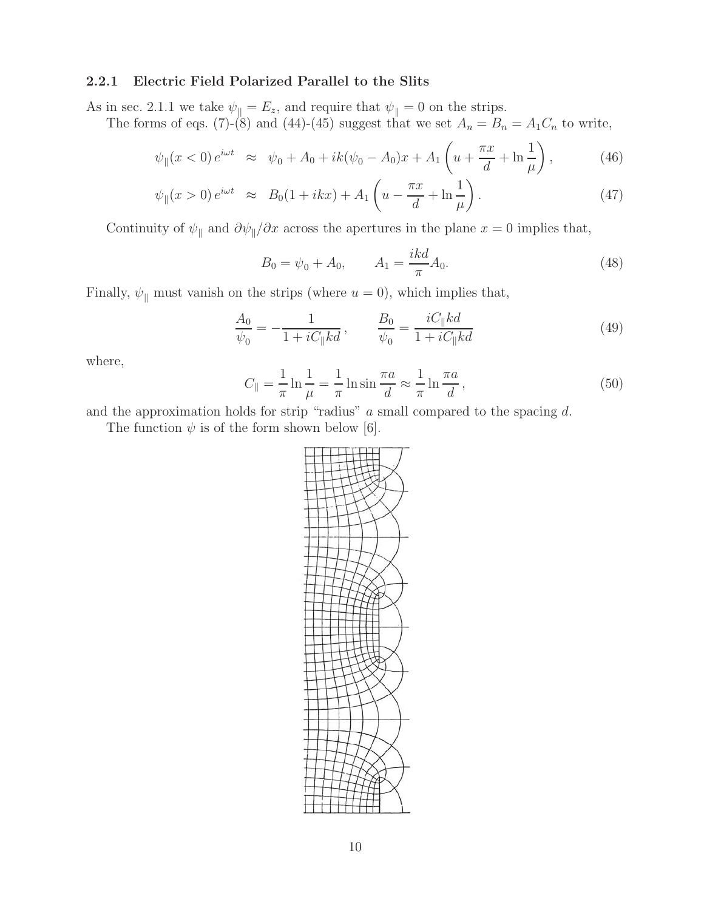### 2.2.1 Electric Field Polarized Parallel to the Slits

As in sec. 2.1.1 we take $\psi_\parallel = E_z$, and require that $\psi_\parallel = 0$ on the strips.

The forms of eqs. (7)-(8) and (44)-(45) suggest that we set $A_n = B_n = A_1 C_n$ to write,

$$\psi_\parallel(x < 0)\, e^{i\omega t} \approx \psi_0 + A_0 + ik(\psi_0 - A_0)x + A_1 \left( u + \frac{\pi x}{d} + \ln \frac{1}{\mu} \right), \tag{46}$$

$$\psi_\parallel(x > 0)\, e^{i\omega t} \approx B_0(1 + ikx) + A_1 \left( u - \frac{\pi x}{d} + \ln \frac{1}{\mu} \right). \tag{47}$$

Continuity of $\psi_\parallel$ and $\partial \psi_\parallel / \partial x$ across the apertures in the plane $x = 0$ implies that,

$$B_0 = \psi_0 + A_0, \qquad A_1 = \frac{ikd}{\pi} A_0. \tag{48}$$

Finally, $\psi_\parallel$ must vanish on the strips (where $u = 0$), which implies that,

$$\frac{A_0}{\psi_0} = -\frac{1}{1 + iC_\parallel kd}, \qquad \frac{B_0}{\psi_0} = \frac{iC_\parallel kd}{1 + iC_\parallel kd} \tag{49}$$

where,

$$C_\parallel = \frac{1}{\pi} \ln \frac{1}{\mu} = \frac{1}{\pi} \ln \sin \frac{\pi a}{d} \approx \frac{1}{\pi} \ln \frac{\pi a}{d}, \tag{50}$$

and the approximation holds for strip "radius" $a$ small compared to the spacing $d$.

The function $\psi$ is of the form shown below [6].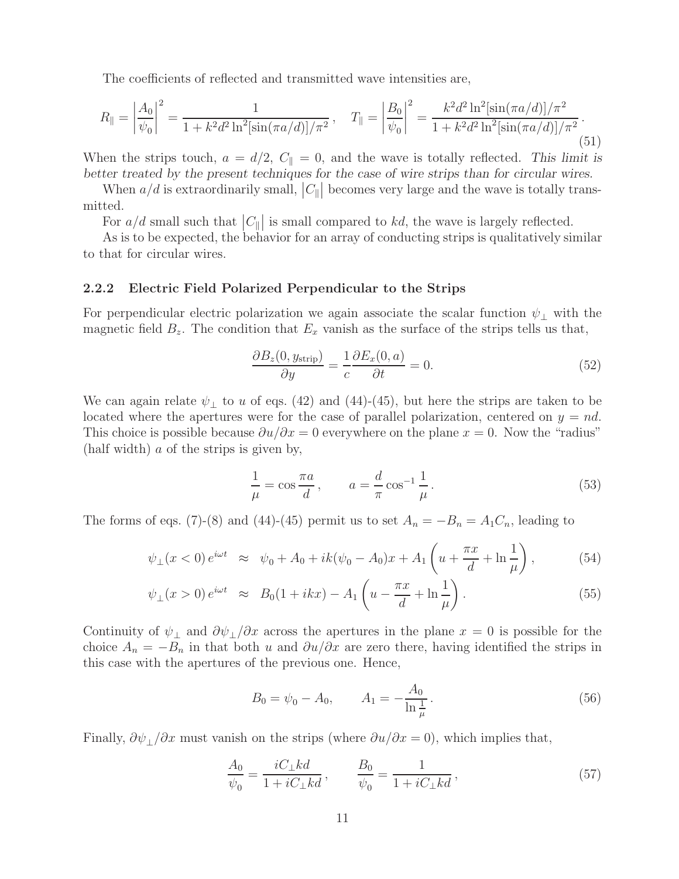The coefficients of reflected and transmitted wave intensities are,

$$
R_{\|} = \left| \frac{A_0}{\psi_0} \right|^2 = \frac{1}{1 + k^2 d^2 \ln^2[\sin(\pi a/d)]/\pi^2}, \quad T_{\|} = \left| \frac{B_0}{\psi_0} \right|^2 = \frac{k^2 d^2 \ln^2[\sin(\pi a/d)]/\pi^2}{1 + k^2 d^2 \ln^2[\sin(\pi a/d)]/\pi^2}. \tag{51}
$$

When the strips touch, $a = d/2$, $C_{\|} = 0$, and the wave is totally reflected. *This limit is better treated by the present techniques for the case of wire strips than for circular wires.*

When $a/d$ is extraordinarily small, $|C_{\|}|$ becomes very large and the wave is totally transmitted.

For $a/d$ small such that $|C_{\|}|$ is small compared to $kd$, the wave is largely reflected.

As is to be expected, the behavior for an array of conducting strips is qualitatively similar to that for circular wires.

### 2.2.2 Electric Field Polarized Perpendicular to the Strips

For perpendicular electric polarization we again associate the scalar function $\psi_{\perp}$ with the magnetic field $B_z$. The condition that $E_x$ vanish as the surface of the strips tells us that,

$$
\frac{\partial B_z(0, y_{\rm strip})}{\partial y} = \frac{1}{c} \frac{\partial E_x(0, a)}{\partial t} = 0. \tag{52}
$$

We can again relate $\psi_{\perp}$ to $u$ of eqs. (42) and (44)-(45), but here the strips are taken to be located where the apertures were for the case of parallel polarization, centered on $y = nd$. This choice is possible because $\partial u/\partial x = 0$ everywhere on the plane $x = 0$. Now the "radius" (half width) $a$ of the strips is given by,

$$
\frac{1}{\mu} = \cos \frac{\pi a}{d}, \qquad a = \frac{d}{\pi} \cos^{-1} \frac{1}{\mu}. \tag{53}
$$

The forms of eqs. (7)-(8) and (44)-(45) permit us to set $A_n = -B_n = A_1 C_n$, leading to

$$
\psi_{\perp}(x < 0)\, e^{i\omega t} \approx \psi_0 + A_0 + ik(\psi_0 - A_0)x + A_1 \left( u + \frac{\pi x}{d} + \ln \frac{1}{\mu} \right), \tag{54}
$$

$$
\psi_{\perp}(x > 0)\, e^{i\omega t} \approx B_0(1 + ikx) - A_1 \left( u - \frac{\pi x}{d} + \ln \frac{1}{\mu} \right). \tag{55}
$$

Continuity of $\psi_{\perp}$ and $\partial \psi_{\perp}/\partial x$ across the apertures in the plane $x = 0$ is possible for the choice $A_n = -B_n$ in that both $u$ and $\partial u/\partial x$ are zero there, having identified the strips in this case with the apertures of the previous one. Hence,

$$
B_0 = \psi_0 - A_0, \qquad A_1 = -\frac{A_0}{\ln \frac{1}{\mu}}. \tag{56}
$$

Finally, $\partial \psi_{\perp}/\partial x$ must vanish on the strips (where $\partial u/\partial x = 0$), which implies that,

$$
\frac{A_0}{\psi_0} = \frac{iC_{\perp} kd}{1 + iC_{\perp} kd}, \qquad \frac{B_0}{\psi_0} = \frac{1}{1 + iC_{\perp} kd}, \tag{57}
$$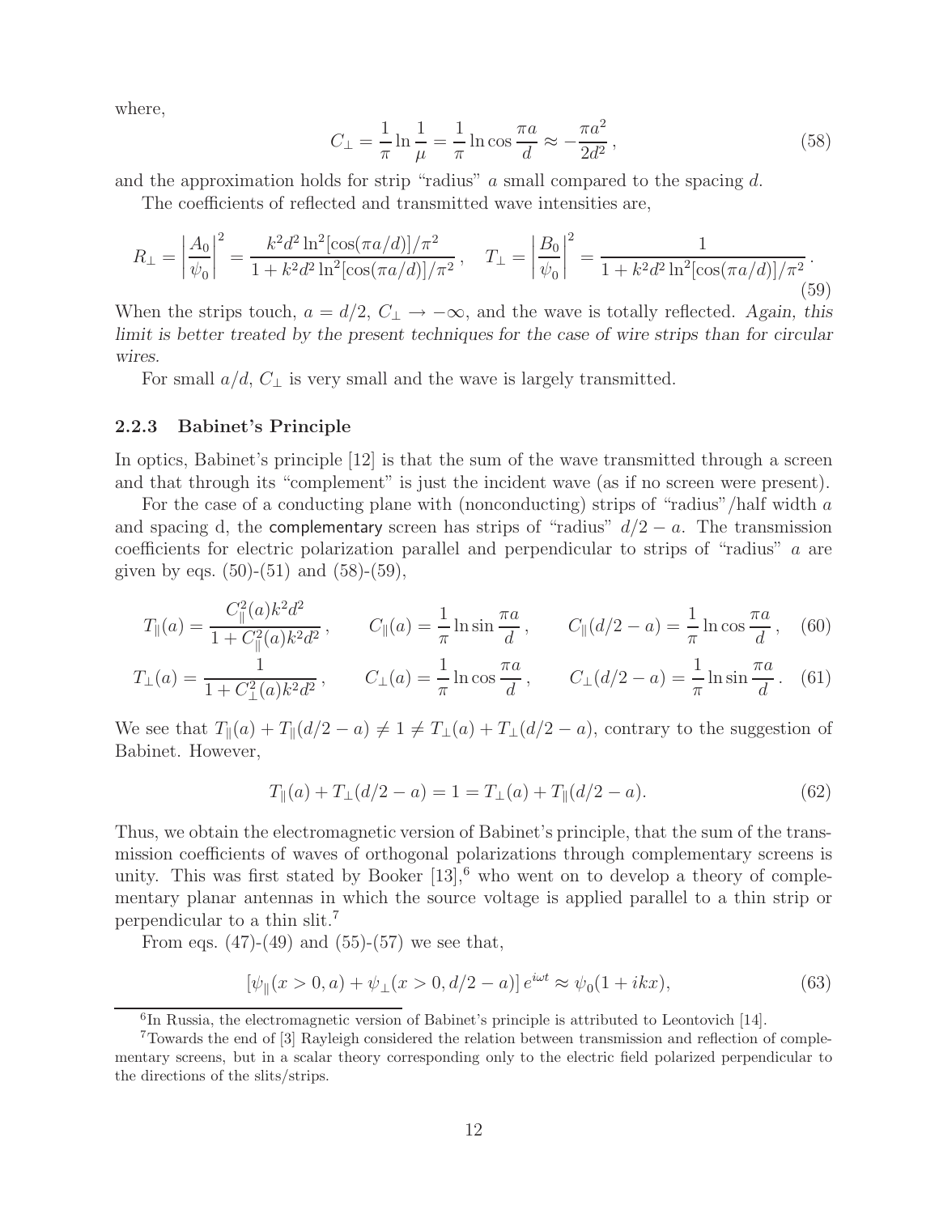where,

$$C_\perp = \frac{1}{\pi} \ln \frac{1}{\mu} = \frac{1}{\pi} \ln \cos \frac{\pi a}{d} \approx -\frac{\pi a^2}{2d^2}, \tag{58}$$

and the approximation holds for strip "radius" $a$ small compared to the spacing $d$.

The coefficients of reflected and transmitted wave intensities are,

$$R_\perp = \left| \frac{A_0}{\psi_0} \right|^2 = \frac{k^2 d^2 \ln^2[\cos(\pi a/d)]/\pi^2}{1 + k^2 d^2 \ln^2[\cos(\pi a/d)]/\pi^2}, \quad T_\perp = \left| \frac{B_0}{\psi_0} \right|^2 = \frac{1}{1 + k^2 d^2 \ln^2[\cos(\pi a/d)]/\pi^2}. \tag{59}$$

When the strips touch, $a = d/2$, $C_\perp \to -\infty$, and the wave is totally reflected. *Again, this limit is better treated by the present techniques for the case of wire strips than for circular wires.*

For small $a/d$, $C_\perp$ is very small and the wave is largely transmitted.

### 2.2.3 Babinet's Principle

In optics, Babinet's principle [12] is that the sum of the wave transmitted through a screen and that through its "complement" is just the incident wave (as if no screen were present).

For the case of a conducting plane with (nonconducting) strips of "radius"/half width $a$ and spacing d, the complementary screen has strips of "radius" $d/2 - a$. The transmission coefficients for electric polarization parallel and perpendicular to strips of "radius" $a$ are given by eqs. (50)-(51) and (58)-(59),

$$T_\parallel(a) = \frac{C_\parallel^2(a) k^2 d^2}{1 + C_\parallel^2(a) k^2 d^2}, \qquad C_\parallel(a) = \frac{1}{\pi} \ln \sin \frac{\pi a}{d}, \qquad C_\parallel(d/2 - a) = \frac{1}{\pi} \ln \cos \frac{\pi a}{d}, \tag{60}$$

$$T_\perp(a) = \frac{1}{1 + C_\perp^2(a) k^2 d^2}, \qquad C_\perp(a) = \frac{1}{\pi} \ln \cos \frac{\pi a}{d}, \qquad C_\perp(d/2 - a) = \frac{1}{\pi} \ln \sin \frac{\pi a}{d}. \tag{61}$$

We see that $T_\parallel(a) + T_\parallel(d/2 - a) \neq 1 \neq T_\perp(a) + T_\perp(d/2 - a)$, contrary to the suggestion of Babinet. However,

$$T_\parallel(a) + T_\perp(d/2 - a) = 1 = T_\perp(a) + T_\parallel(d/2 - a). \tag{62}$$

Thus, we obtain the electromagnetic version of Babinet's principle, that the sum of the transmission coefficients of waves of orthogonal polarizations through complementary screens is unity. This was first stated by Booker [13],[6] who went on to develop a theory of complementary planar antennas in which the source voltage is applied parallel to a thin strip or perpendicular to a thin slit.[7]

From eqs. (47)-(49) and (55)-(57) we see that,

$$[\psi_\parallel(x > 0, a) + \psi_\perp(x > 0, d/2 - a)] \, e^{i\omega t} \approx \psi_0(1 + ikx), \tag{63}$$

---

[6] In Russia, the electromagnetic version of Babinet's principle is attributed to Leontovich [14].

[7] Towards the end of [3] Rayleigh considered the relation between transmission and reflection of complementary screens, but in a scalar theory corresponding only to the electric field polarized perpendicular to the directions of the slits/strips.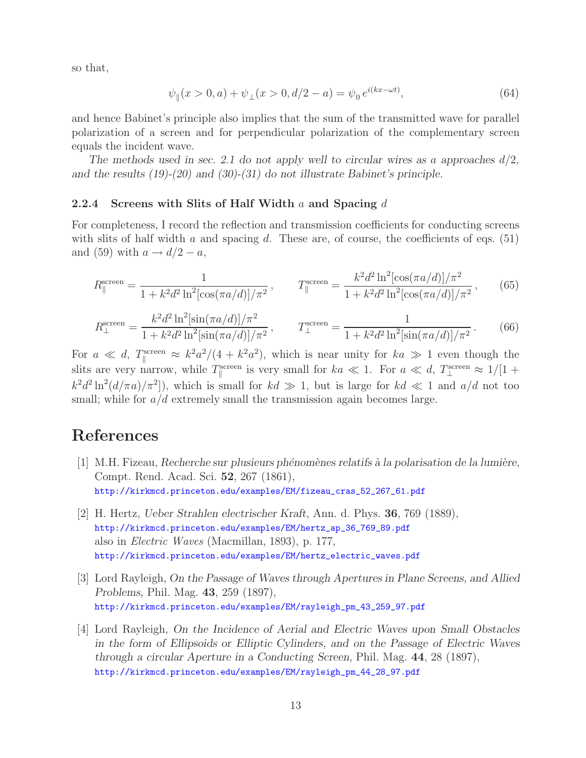so that,

$$\psi_\parallel(x > 0, a) + \psi_\perp(x > 0, d/2 - a) = \psi_0\, e^{i(kx - \omega t)}, \tag{64}$$

and hence Babinet's principle also implies that the sum of the transmitted wave for parallel polarization of a screen and for perpendicular polarization of the complementary screen equals the incident wave.

*The methods used in sec. 2.1 do not apply well to circular wires as a approaches d/2, and the results (19)-(20) and (30)-(31) do not illustrate Babinet's principle.*

### 2.2.4 Screens with Slits of Half Width $a$ and Spacing $d$

For completeness, I record the reflection and transmission coefficients for conducting screens with slits of half width $a$ and spacing $d$. These are, of course, the coefficients of eqs. (51) and (59) with $a \to d/2 - a$,

$$R_\parallel^{\rm screen} = \frac{1}{1 + k^2 d^2 \ln^2[\cos(\pi a/d)]/\pi^2}\,, \qquad T_\parallel^{\rm screen} = \frac{k^2 d^2 \ln^2[\cos(\pi a/d)]/\pi^2}{1 + k^2 d^2 \ln^2[\cos(\pi a/d)]/\pi^2}\,, \tag{65}$$

$$R_\perp^{\rm screen} = \frac{k^2 d^2 \ln^2[\sin(\pi a/d)]/\pi^2}{1 + k^2 d^2 \ln^2[\sin(\pi a/d)]/\pi^2}\,, \qquad T_\perp^{\rm screen} = \frac{1}{1 + k^2 d^2 \ln^2[\sin(\pi a/d)]/\pi^2}\,. \tag{66}$$

For $a \ll d$, $T_\parallel^{\rm screen} \approx k^2 a^2/(4 + k^2 a^2)$, which is near unity for $ka \gg 1$ even though the slits are very narrow, while $T_\parallel^{\rm screen}$ is very small for $ka \ll 1$. For $a \ll d$, $T_\perp^{\rm screen} \approx 1/[1 + k^2 d^2 \ln^2(d/\pi a)/\pi^2])$, which is small for $kd \gg 1$, but is large for $kd \ll 1$ and $a/d$ not too small; while for $a/d$ extremely small the transmission again becomes large.

# References

[1] M.H. Fizeau, *Recherche sur plusieurs phénomènes relatifs à la polarisation de la lumière*, Compt. Rend. Acad. Sci. **52**, 267 (1861),
http://kirkmcd.princeton.edu/examples/EM/fizeau_cras_52_267_61.pdf

[2] H. Hertz, *Ueber Strahlen electrischer Kraft*, Ann. d. Phys. **36**, 769 (1889),
http://kirkmcd.princeton.edu/examples/EM/hertz_ap_36_769_89.pdf
also in *Electric Waves* (Macmillan, 1893), p. 177,
http://kirkmcd.princeton.edu/examples/EM/hertz_electric_waves.pdf

[3] Lord Rayleigh, *On the Passage of Waves through Apertures in Plane Screens, and Allied Problems*, Phil. Mag. **43**, 259 (1897),
http://kirkmcd.princeton.edu/examples/EM/rayleigh_pm_43_259_97.pdf

[4] Lord Rayleigh, *On the Incidence of Aerial and Electric Waves upon Small Obstacles in the form of Ellipsoids or Elliptic Cylinders, and on the Passage of Electric Waves through a circular Aperture in a Conducting Screen*, Phil. Mag. **44**, 28 (1897),
http://kirkmcd.princeton.edu/examples/EM/rayleigh_pm_44_28_97.pdf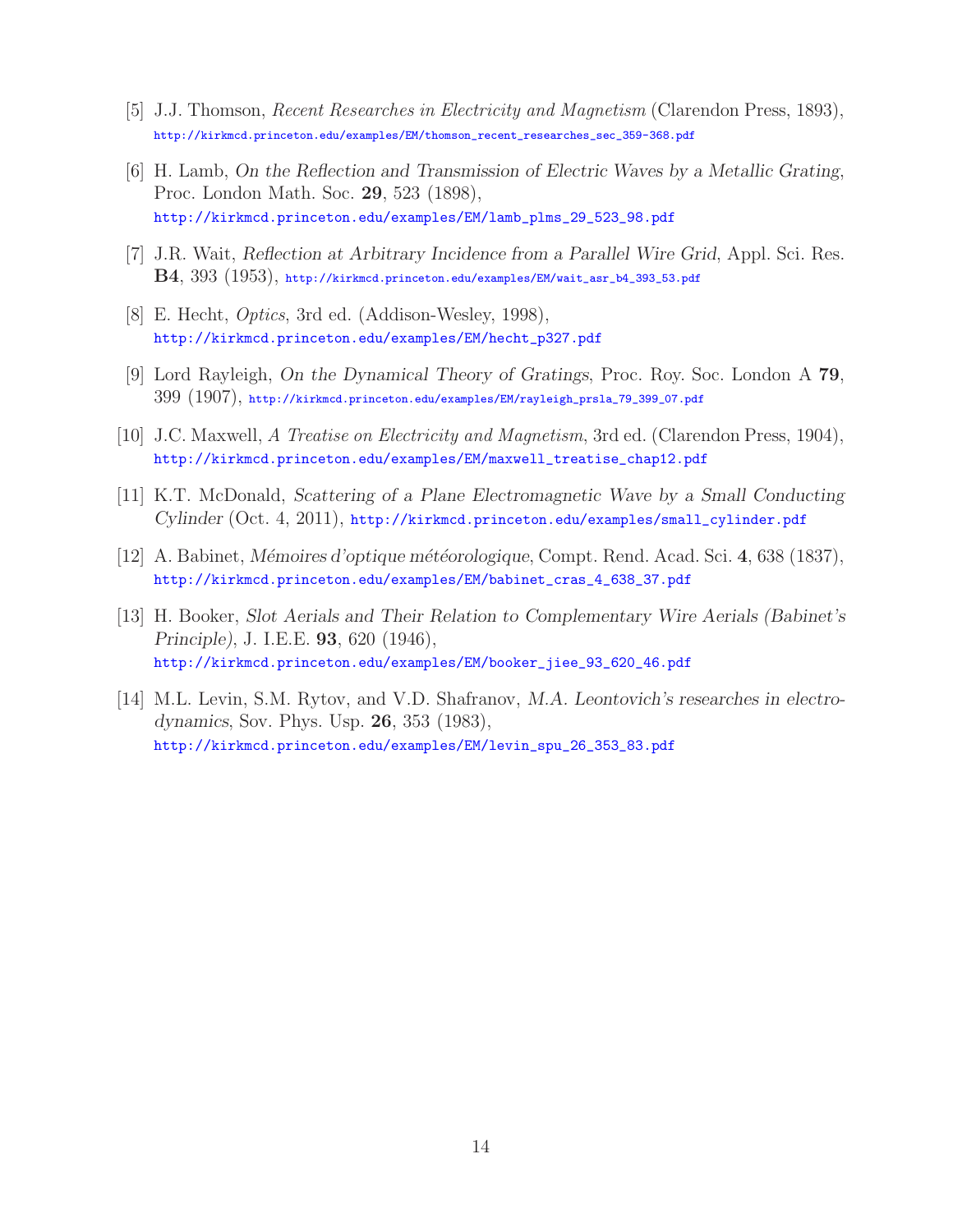[5] J.J. Thomson, *Recent Researches in Electricity and Magnetism* (Clarendon Press, 1893), http://kirkmcd.princeton.edu/examples/EM/thomson_recent_researches_sec_359-368.pdf

[6] H. Lamb, *On the Reflection and Transmission of Electric Waves by a Metallic Grating*, Proc. London Math. Soc. **29**, 523 (1898), http://kirkmcd.princeton.edu/examples/EM/lamb_plms_29_523_98.pdf

[7] J.R. Wait, *Reflection at Arbitrary Incidence from a Parallel Wire Grid*, Appl. Sci. Res. **B4**, 393 (1953), http://kirkmcd.princeton.edu/examples/EM/wait_asr_b4_393_53.pdf

[8] E. Hecht, *Optics*, 3rd ed. (Addison-Wesley, 1998), http://kirkmcd.princeton.edu/examples/EM/hecht_p327.pdf

[9] Lord Rayleigh, *On the Dynamical Theory of Gratings*, Proc. Roy. Soc. London A **79**, 399 (1907), http://kirkmcd.princeton.edu/examples/EM/rayleigh_prsla_79_399_07.pdf

[10] J.C. Maxwell, *A Treatise on Electricity and Magnetism*, 3rd ed. (Clarendon Press, 1904), http://kirkmcd.princeton.edu/examples/EM/maxwell_treatise_chap12.pdf

[11] K.T. McDonald, *Scattering of a Plane Electromagnetic Wave by a Small Conducting Cylinder* (Oct. 4, 2011), http://kirkmcd.princeton.edu/examples/small_cylinder.pdf

[12] A. Babinet, *Mémoires d'optique météorologique*, Compt. Rend. Acad. Sci. **4**, 638 (1837), http://kirkmcd.princeton.edu/examples/EM/babinet_cras_4_638_37.pdf

[13] H. Booker, *Slot Aerials and Their Relation to Complementary Wire Aerials (Babinet's Principle)*, J. I.E.E. **93**, 620 (1946), http://kirkmcd.princeton.edu/examples/EM/booker_jiee_93_620_46.pdf

[14] M.L. Levin, S.M. Rytov, and V.D. Shafranov, *M.A. Leontovich's researches in electrodynamics*, Sov. Phys. Usp. **26**, 353 (1983), http://kirkmcd.princeton.edu/examples/EM/levin_spu_26_353_83.pdf